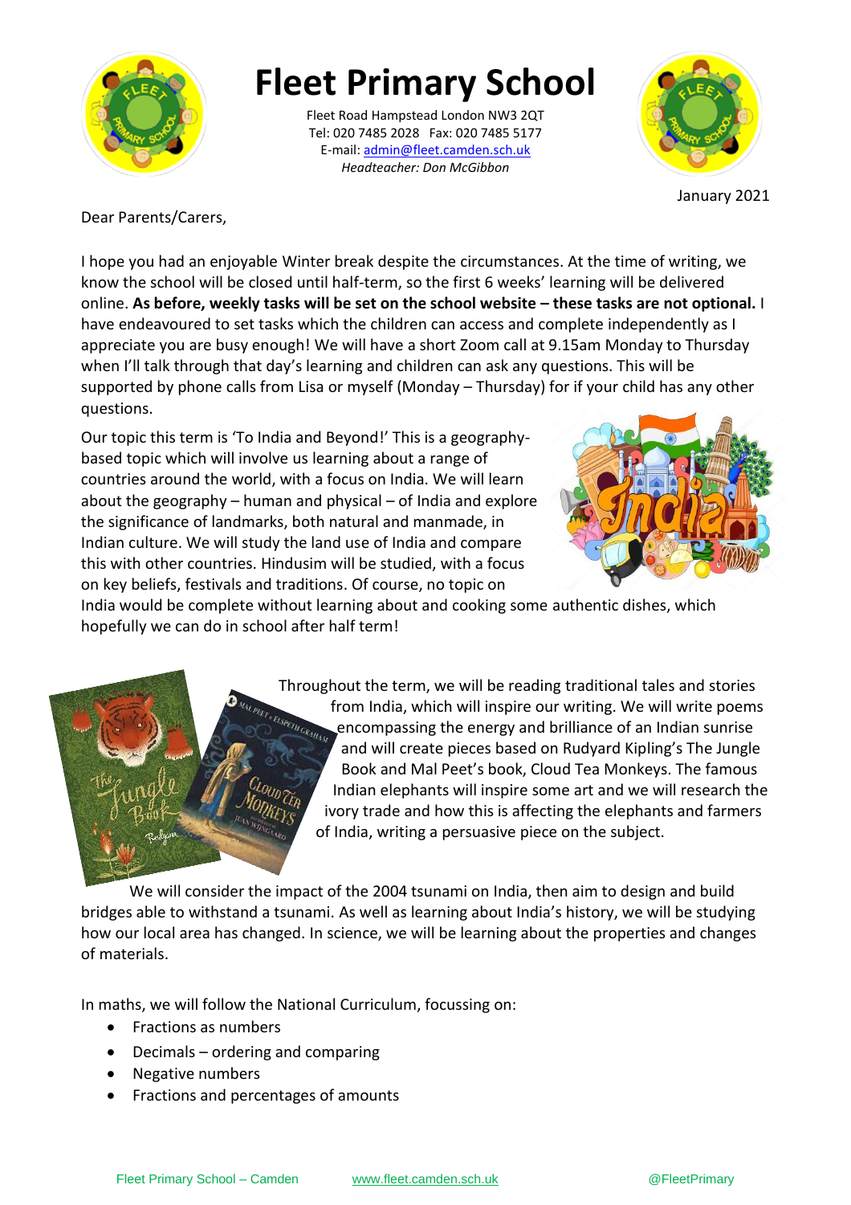# Fleet Primary School

Fleet Road Hampstead London NW3 2QT
Tel: 020 7485 2028 Fax: 020 7485 5177
E-mail: admin@fleet.camden.sch.uk
*Headteacher: Don McGibbon*

January 2021

Dear Parents/Carers,

I hope you had an enjoyable Winter break despite the circumstances. At the time of writing, we know the school will be closed until half-term, so the first 6 weeks' learning will be delivered online. **As before, weekly tasks will be set on the school website – these tasks are not optional.** I have endeavoured to set tasks which the children can access and complete independently as I appreciate you are busy enough! We will have a short Zoom call at 9.15am Monday to Thursday when I'll talk through that day's learning and children can ask any questions. This will be supported by phone calls from Lisa or myself (Monday – Thursday) for if your child has any other questions.

Our topic this term is 'To India and Beyond!' This is a geography-based topic which will involve us learning about a range of countries around the world, with a focus on India. We will learn about the geography – human and physical – of India and explore the significance of landmarks, both natural and manmade, in Indian culture. We will study the land use of India and compare this with other countries. Hindusim will be studied, with a focus on key beliefs, festivals and traditions. Of course, no topic on India would be complete without learning about and cooking some authentic dishes, which hopefully we can do in school after half term!

Throughout the term, we will be reading traditional tales and stories from India, which will inspire our writing. We will write poems encompassing the energy and brilliance of an Indian sunrise and will create pieces based on Rudyard Kipling's The Jungle Book and Mal Peet's book, Cloud Tea Monkeys. The famous Indian elephants will inspire some art and we will research the ivory trade and how this is affecting the elephants and farmers of India, writing a persuasive piece on the subject.

We will consider the impact of the 2004 tsunami on India, then aim to design and build bridges able to withstand a tsunami. As well as learning about India's history, we will be studying how our local area has changed. In science, we will be learning about the properties and changes of materials.

In maths, we will follow the National Curriculum, focussing on:

- Fractions as numbers
- Decimals – ordering and comparing
- Negative numbers
- Fractions and percentages of amounts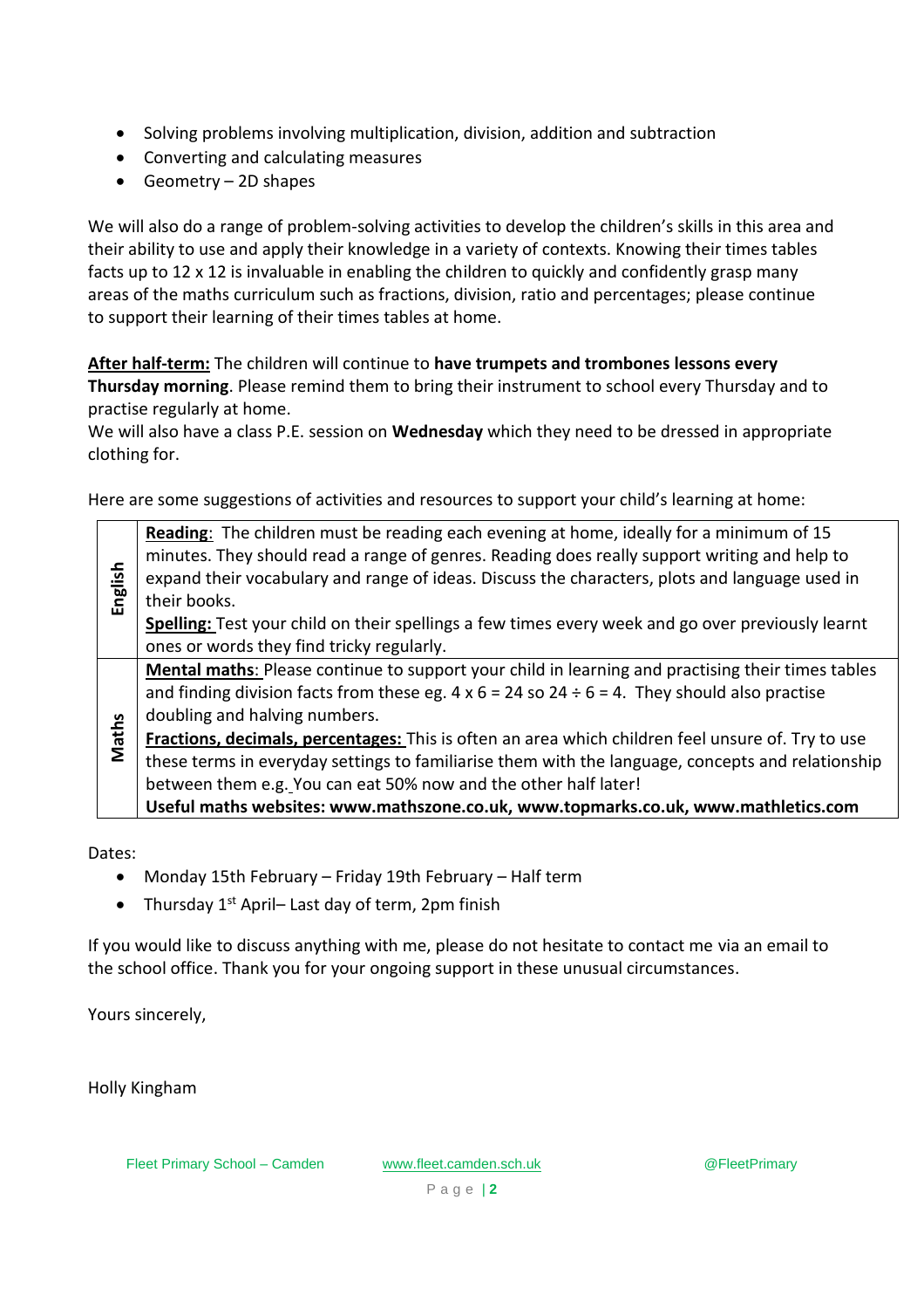- Solving problems involving multiplication, division, addition and subtraction
- Converting and calculating measures
- Geometry – 2D shapes

We will also do a range of problem-solving activities to develop the children's skills in this area and their ability to use and apply their knowledge in a variety of contexts. Knowing their times tables facts up to 12 x 12 is invaluable in enabling the children to quickly and confidently grasp many areas of the maths curriculum such as fractions, division, ratio and percentages; please continue to support their learning of their times tables at home.

**After half-term:** The children will continue to **have trumpets and trombones lessons every Thursday morning**. Please remind them to bring their instrument to school every Thursday and to practise regularly at home.
We will also have a class P.E. session on **Wednesday** which they need to be dressed in appropriate clothing for.

Here are some suggestions of activities and resources to support your child's learning at home:

| | |
|---|---|
| **English** | **Reading**: The children must be reading each evening at home, ideally for a minimum of 15 minutes. They should read a range of genres. Reading does really support writing and help to expand their vocabulary and range of ideas. Discuss the characters, plots and language used in their books. **Spelling:** Test your child on their spellings a few times every week and go over previously learnt ones or words they find tricky regularly. |
| **Maths** | **Mental maths**: Please continue to support your child in learning and practising their times tables and finding division facts from these eg. $4 \times 6 = 24$ so $24 \div 6 = 4$. They should also practise doubling and halving numbers. **Fractions, decimals, percentages:** This is often an area which children feel unsure of. Try to use these terms in everyday settings to familiarise them with the language, concepts and relationship between them e.g. You can eat 50% now and the other half later! **Useful maths websites: www.mathszone.co.uk, www.topmarks.co.uk, www.mathletics.com** |

Dates:

- Monday 15th February – Friday 19th February – Half term
- Thursday 1st April– Last day of term, 2pm finish

If you would like to discuss anything with me, please do not hesitate to contact me via an email to the school office. Thank you for your ongoing support in these unusual circumstances.

Yours sincerely,

Holly Kingham